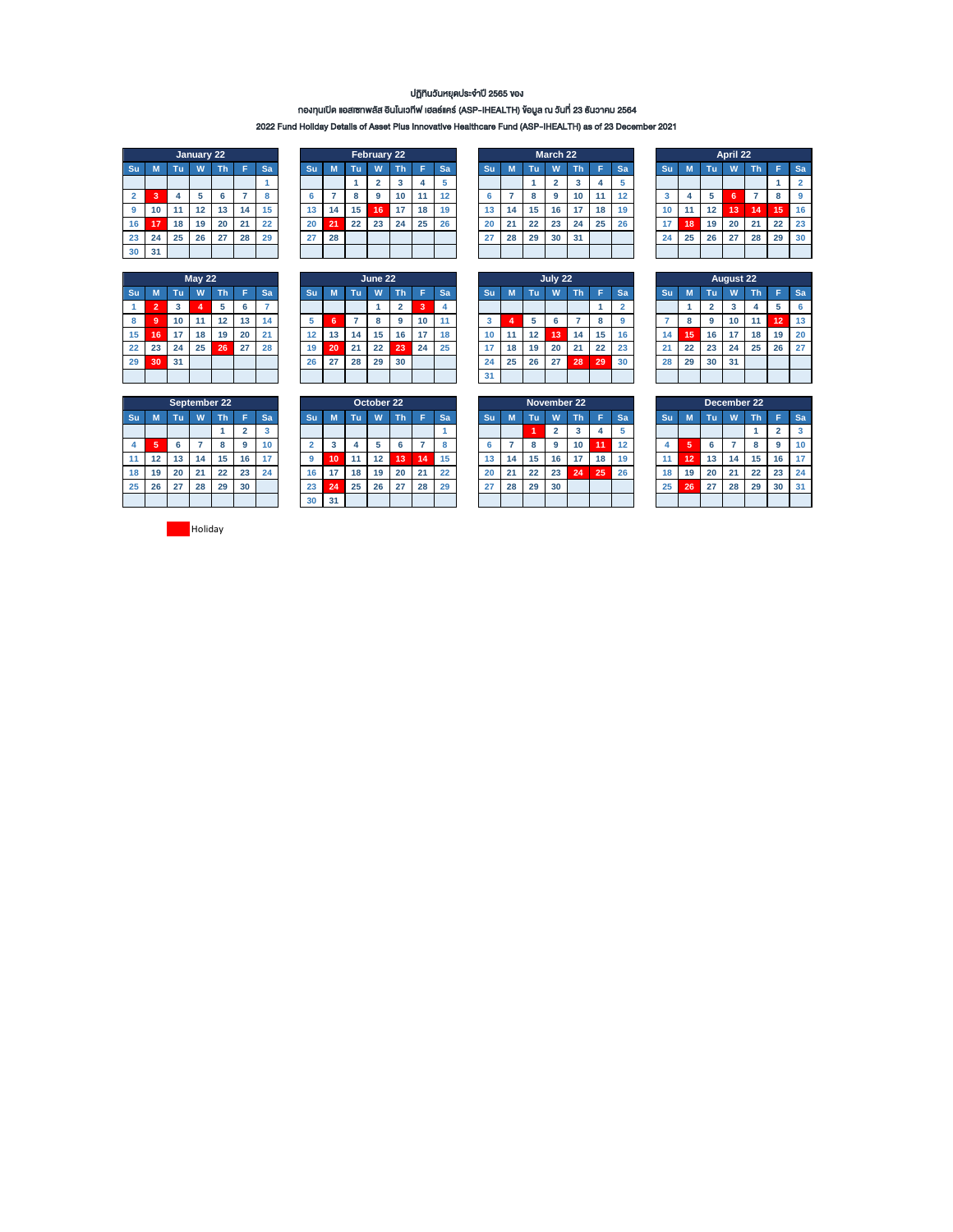ปฏิทินวันหยุดประจำปี 2565 ของ

กองทุนเปิด แอสเซทพลัส อินโนเวทีฟ เฮลธ์แคร์ (ASP-IHEALTH) ข้อมูล ณ วันที่ 23 ธันวาคม 2564

2022 Fund Holiday Details of Asset Plus Innovative Healthcare Fund (ASP-IHEALTH) as of 23 December 2021

**January 22**

| Su | M | Tu | W | Th | F | Sa |
|---|---|---|---|---|---|---|
| | | | | | | 1 |
| 2 | **3** | 4 | 5 | 6 | 7 | 8 |
| 9 | 10 | 11 | 12 | 13 | 14 | 15 |
| 16 | **17** | 18 | 19 | 20 | 21 | 22 |
| 23 | 24 | 25 | 26 | 27 | 28 | 29 |
| 30 | 31 | | | | | |

**February 22**

| Su | M | Tu | W | Th | F | Sa |
|---|---|---|---|---|---|---|
| | | 1 | 2 | 3 | 4 | 5 |
| 6 | 7 | 8 | 9 | 10 | 11 | 12 |
| 13 | 14 | 15 | **16** | 17 | 18 | 19 |
| 20 | **21** | 22 | 23 | 24 | 25 | 26 |
| 27 | 28 | | | | | |

**March 22**

| Su | M | Tu | W | Th | F | Sa |
|---|---|---|---|---|---|---|
| | | 1 | 2 | 3 | 4 | 5 |
| 6 | 7 | 8 | 9 | 10 | 11 | 12 |
| 13 | 14 | 15 | 16 | 17 | 18 | 19 |
| 20 | 21 | 22 | 23 | 24 | 25 | 26 |
| 27 | 28 | 29 | 30 | 31 | | |

**April 22**

| Su | M | Tu | W | Th | F | Sa |
|---|---|---|---|---|---|---|
| | | | | | 1 | 2 |
| 3 | 4 | 5 | **6** | 7 | 8 | 9 |
| 10 | 11 | 12 | **13** | **14** | **15** | 16 |
| 17 | **18** | 19 | 20 | 21 | 22 | 23 |
| 24 | 25 | 26 | 27 | 28 | 29 | 30 |

**May 22**

| Su | M | Tu | W | Th | F | Sa |
|---|---|---|---|---|---|---|
| 1 | **2** | 3 | **4** | 5 | 6 | 7 |
| 8 | **9** | 10 | 11 | 12 | 13 | 14 |
| 15 | **16** | 17 | 18 | 19 | 20 | 21 |
| 22 | 23 | 24 | 25 | **26** | 27 | 28 |
| 29 | **30** | 31 | | | | |

**June 22**

| Su | M | Tu | W | Th | F | Sa |
|---|---|---|---|---|---|---|
| | | | 1 | 2 | **3** | 4 |
| 5 | **6** | 7 | 8 | 9 | 10 | 11 |
| 12 | 13 | 14 | 15 | 16 | 17 | 18 |
| 19 | **20** | 21 | 22 | **23** | 24 | 25 |
| 26 | 27 | 28 | 29 | 30 | | |

**July 22**

| Su | M | Tu | W | Th | F | Sa |
|---|---|---|---|---|---|---|
| | | | | | 1 | 2 |
| 3 | **4** | 5 | 6 | 7 | 8 | 9 |
| 10 | 11 | 12 | **13** | 14 | 15 | 16 |
| 17 | 18 | 19 | 20 | 21 | 22 | 23 |
| 24 | 25 | 26 | 27 | **28** | **29** | 30 |
| 31 | | | | | | |

**August 22**

| Su | M | Tu | W | Th | F | Sa |
|---|---|---|---|---|---|---|
| | 1 | 2 | 3 | 4 | 5 | 6 |
| 7 | 8 | 9 | 10 | 11 | **12** | 13 |
| 14 | **15** | 16 | 17 | 18 | 19 | 20 |
| 21 | 22 | 23 | 24 | 25 | 26 | 27 |
| 28 | 29 | 30 | 31 | | | |

**September 22**

| Su | M | Tu | W | Th | F | Sa |
|---|---|---|---|---|---|---|
| | | | | 1 | 2 | 3 |
| 4 | **5** | 6 | 7 | 8 | 9 | 10 |
| 11 | 12 | 13 | 14 | 15 | 16 | 17 |
| 18 | 19 | 20 | 21 | 22 | 23 | 24 |
| 25 | 26 | 27 | 28 | 29 | 30 | |

**October 22**

| Su | M | Tu | W | Th | F | Sa |
|---|---|---|---|---|---|---|
| | | | | | | 1 |
| 2 | 3 | 4 | 5 | 6 | 7 | 8 |
| 9 | **10** | 11 | 12 | **13** | **14** | 15 |
| 16 | 17 | 18 | 19 | 20 | 21 | 22 |
| 23 | **24** | 25 | 26 | 27 | 28 | 29 |
| 30 | 31 | | | | | |

**November 22**

| Su | M | Tu | W | Th | F | Sa |
|---|---|---|---|---|---|---|
| | | **1** | 2 | 3 | 4 | 5 |
| 6 | 7 | 8 | 9 | 10 | **11** | 12 |
| 13 | 14 | 15 | 16 | 17 | 18 | 19 |
| 20 | 21 | 22 | 23 | **24** | **25** | 26 |
| 27 | 28 | 29 | 30 | | | |

**December 22**

| Su | M | Tu | W | Th | F | Sa |
|---|---|---|---|---|---|---|
| | | | | 1 | 2 | 3 |
| 4 | **5** | 6 | 7 | 8 | 9 | 10 |
| 11 | **12** | 13 | 14 | 15 | 16 | 17 |
| 18 | 19 | 20 | 21 | 22 | 23 | 24 |
| 25 | **26** | 27 | 28 | 29 | 30 | 31 |

**Bold** = Holiday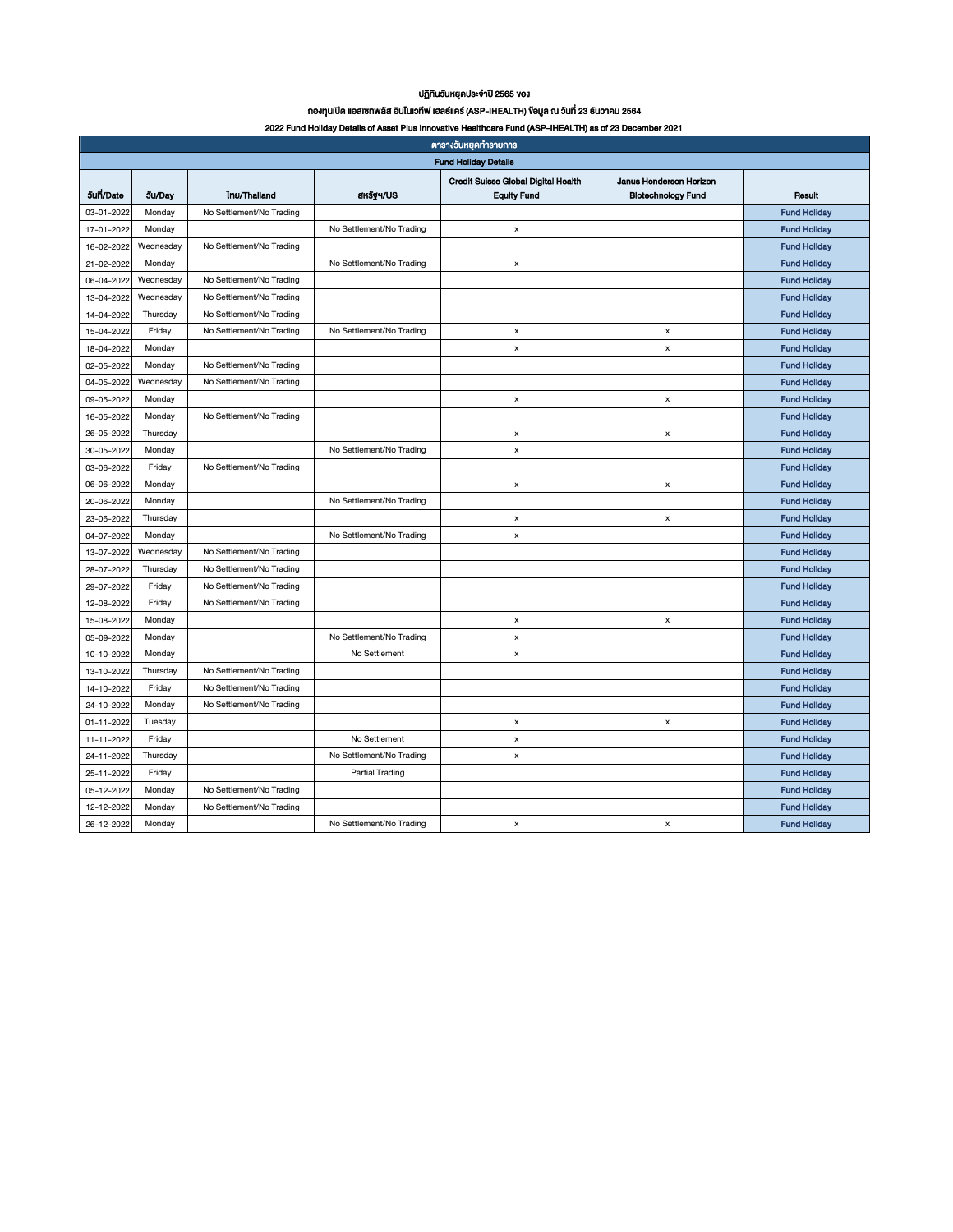**ปฏิทินวันหยุดประจำปี 2565 ของ**

**กองทุนเปิด แอสเซทพลัส อินโนเวทีฟ เฮลธ์แคร์ (ASP-IHEALTH) ข้อมูล ณ วันที่ 23 ธันวาคม 2564**

**2022 Fund Holiday Details of Asset Plus Innovative Healthcare Fund (ASP-IHEALTH) as of 23 December 2021**

| ตารางวันหยุดทำรายการ | | | | | | |
|---|---|---|---|---|---|---|
| **Fund Holiday Details** | | | | | | |
| **วันที่/Date** | **วัน/Day** | **ไทย/Thailand** | **สหรัฐฯ/US** | **Credit Suisse Global Digital Health Equity Fund** | **Janus Henderson Horizon Biotechnology Fund** | **Result** |
| 03-01-2022 | Monday | No Settlement/No Trading | | | | Fund Holiday |
| 17-01-2022 | Monday | | No Settlement/No Trading | x | | Fund Holiday |
| 16-02-2022 | Wednesday | No Settlement/No Trading | | | | Fund Holiday |
| 21-02-2022 | Monday | | No Settlement/No Trading | x | | Fund Holiday |
| 06-04-2022 | Wednesday | No Settlement/No Trading | | | | Fund Holiday |
| 13-04-2022 | Wednesday | No Settlement/No Trading | | | | Fund Holiday |
| 14-04-2022 | Thursday | No Settlement/No Trading | | | | Fund Holiday |
| 15-04-2022 | Friday | No Settlement/No Trading | No Settlement/No Trading | x | x | Fund Holiday |
| 18-04-2022 | Monday | | | x | x | Fund Holiday |
| 02-05-2022 | Monday | No Settlement/No Trading | | | | Fund Holiday |
| 04-05-2022 | Wednesday | No Settlement/No Trading | | | | Fund Holiday |
| 09-05-2022 | Monday | | | x | x | Fund Holiday |
| 16-05-2022 | Monday | No Settlement/No Trading | | | | Fund Holiday |
| 26-05-2022 | Thursday | | | x | x | Fund Holiday |
| 30-05-2022 | Monday | | No Settlement/No Trading | x | | Fund Holiday |
| 03-06-2022 | Friday | No Settlement/No Trading | | | | Fund Holiday |
| 06-06-2022 | Monday | | | x | x | Fund Holiday |
| 20-06-2022 | Monday | | No Settlement/No Trading | | | Fund Holiday |
| 23-06-2022 | Thursday | | | x | x | Fund Holiday |
| 04-07-2022 | Monday | | No Settlement/No Trading | x | | Fund Holiday |
| 13-07-2022 | Wednesday | No Settlement/No Trading | | | | Fund Holiday |
| 28-07-2022 | Thursday | No Settlement/No Trading | | | | Fund Holiday |
| 29-07-2022 | Friday | No Settlement/No Trading | | | | Fund Holiday |
| 12-08-2022 | Friday | No Settlement/No Trading | | | | Fund Holiday |
| 15-08-2022 | Monday | | | x | x | Fund Holiday |
| 05-09-2022 | Monday | | No Settlement/No Trading | x | | Fund Holiday |
| 10-10-2022 | Monday | | No Settlement | x | | Fund Holiday |
| 13-10-2022 | Thursday | No Settlement/No Trading | | | | Fund Holiday |
| 14-10-2022 | Friday | No Settlement/No Trading | | | | Fund Holiday |
| 24-10-2022 | Monday | No Settlement/No Trading | | | | Fund Holiday |
| 01-11-2022 | Tuesday | | | x | x | Fund Holiday |
| 11-11-2022 | Friday | | No Settlement | x | | Fund Holiday |
| 24-11-2022 | Thursday | | No Settlement/No Trading | x | | Fund Holiday |
| 25-11-2022 | Friday | | Partial Trading | | | Fund Holiday |
| 05-12-2022 | Monday | No Settlement/No Trading | | | | Fund Holiday |
| 12-12-2022 | Monday | No Settlement/No Trading | | | | Fund Holiday |
| 26-12-2022 | Monday | | No Settlement/No Trading | x | x | Fund Holiday |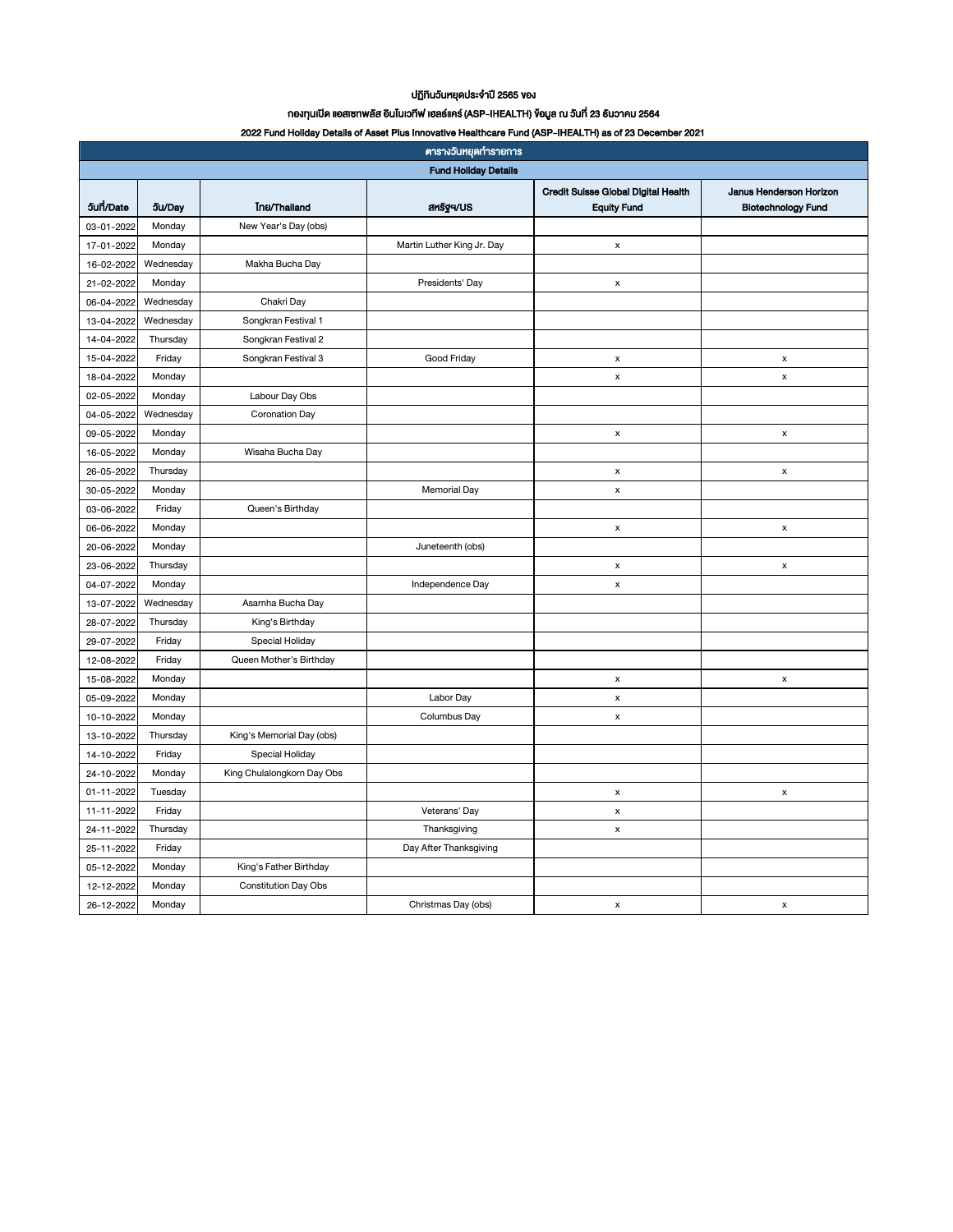ปฏิทินวันหยุดประจำปี 2565 ของ

กองทุนเปิด แอสเซทพลัส อินโนเวทีฟ เฮลธ์แคร์ (ASP-IHEALTH) ข้อมูล ณ วันที่ 23 ธันวาคม 2564

2022 Fund Holiday Details of Asset Plus Innovative Healthcare Fund (ASP-IHEALTH) as of 23 December 2021

| ตารางวันหยุดทำรายการ | | | | | |
|---|---|---|---|---|---|
| Fund Holiday Details | | | | | |
| วันที่/Date | วัน/Day | ไทย/Thailand | สหรัฐฯ/US | Credit Suisse Global Digital Health Equity Fund | Janus Henderson Horizon Biotechnology Fund |
| 03-01-2022 | Monday | New Year's Day (obs) | | | |
| 17-01-2022 | Monday | | Martin Luther King Jr. Day | x | |
| 16-02-2022 | Wednesday | Makha Bucha Day | | | |
| 21-02-2022 | Monday | | Presidents' Day | x | |
| 06-04-2022 | Wednesday | Chakri Day | | | |
| 13-04-2022 | Wednesday | Songkran Festival 1 | | | |
| 14-04-2022 | Thursday | Songkran Festival 2 | | | |
| 15-04-2022 | Friday | Songkran Festival 3 | Good Friday | x | x |
| 18-04-2022 | Monday | | | x | x |
| 02-05-2022 | Monday | Labour Day Obs | | | |
| 04-05-2022 | Wednesday | Coronation Day | | | |
| 09-05-2022 | Monday | | | x | x |
| 16-05-2022 | Monday | Wisaha Bucha Day | | | |
| 26-05-2022 | Thursday | | | x | x |
| 30-05-2022 | Monday | | Memorial Day | x | |
| 03-06-2022 | Friday | Queen's Birthday | | | |
| 06-06-2022 | Monday | | | x | x |
| 20-06-2022 | Monday | | Juneteenth (obs) | | |
| 23-06-2022 | Thursday | | | x | x |
| 04-07-2022 | Monday | | Independence Day | x | |
| 13-07-2022 | Wednesday | Asarnha Bucha Day | | | |
| 28-07-2022 | Thursday | King's Birthday | | | |
| 29-07-2022 | Friday | Special Holiday | | | |
| 12-08-2022 | Friday | Queen Mother's Birthday | | | |
| 15-08-2022 | Monday | | | x | x |
| 05-09-2022 | Monday | | Labor Day | x | |
| 10-10-2022 | Monday | | Columbus Day | x | |
| 13-10-2022 | Thursday | King's Memorial Day (obs) | | | |
| 14-10-2022 | Friday | Special Holiday | | | |
| 24-10-2022 | Monday | King Chulalongkorn Day Obs | | | |
| 01-11-2022 | Tuesday | | | x | x |
| 11-11-2022 | Friday | | Veterans' Day | x | |
| 24-11-2022 | Thursday | | Thanksgiving | x | |
| 25-11-2022 | Friday | | Day After Thanksgiving | | |
| 05-12-2022 | Monday | King's Father Birthday | | | |
| 12-12-2022 | Monday | Constitution Day Obs | | | |
| 26-12-2022 | Monday | | Christmas Day (obs) | x | x |